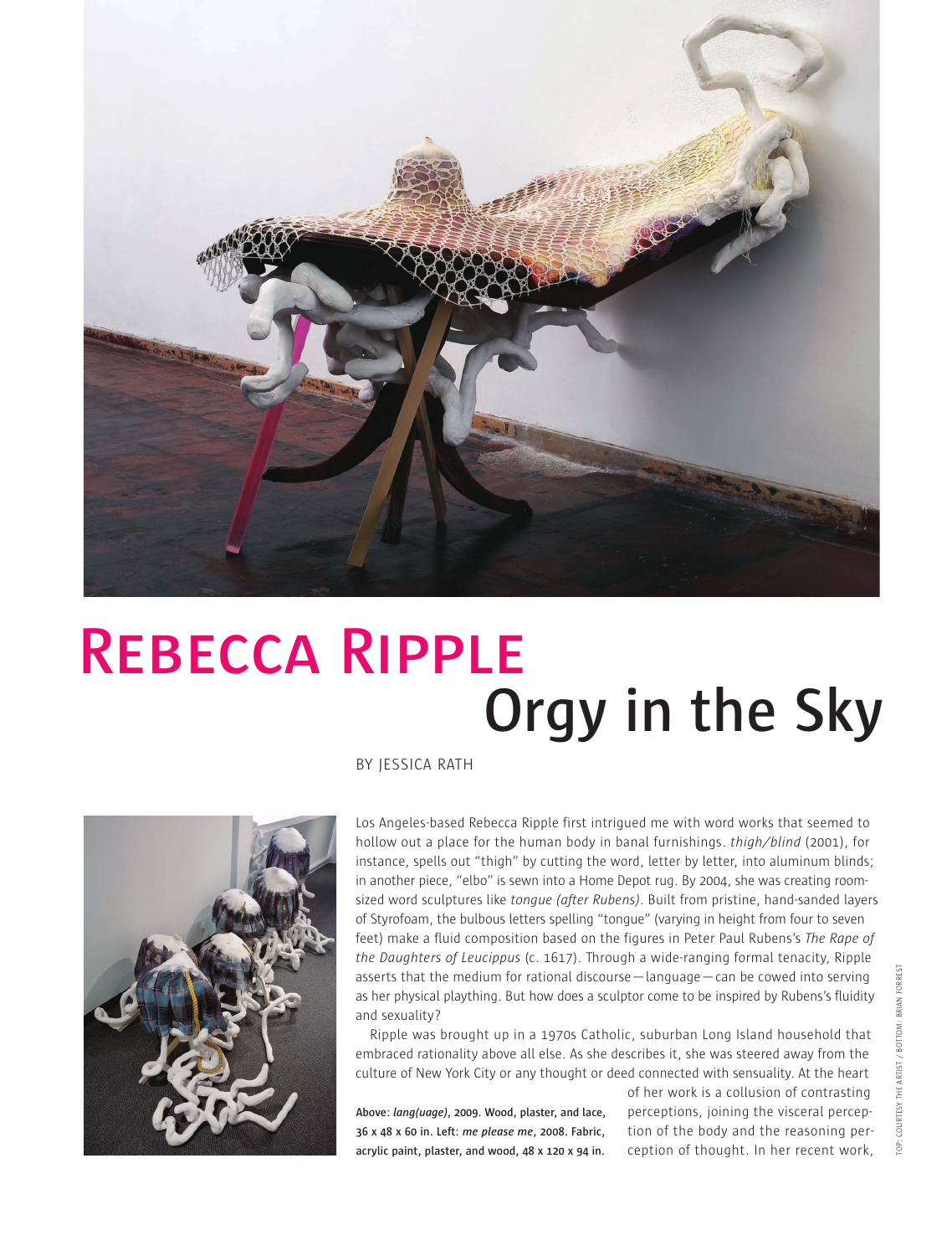# Rebecca Ripple

## Orgy in the Sky

BY JESSICA RATH

Los Angeles-based Rebecca Ripple first intrigued me with word works that seemed to hollow out a place for the human body in banal furnishings. *thigh/blind* (2001), for instance, spells out "thigh" by cutting the word, letter by letter, into aluminum blinds; in another piece, "elbo" is sewn into a Home Depot rug. By 2004, she was creating room-sized word sculptures like *tongue (after Rubens)*. Built from pristine, hand-sanded layers of Styrofoam, the bulbous letters spelling "tongue" (varying in height from four to seven feet) make a fluid composition based on the figures in Peter Paul Rubens's *The Rape of the Daughters of Leucippus* (c. 1617). Through a wide-ranging formal tenacity, Ripple asserts that the medium for rational discourse—language—can be cowed into serving as her physical plaything. But how does a sculptor come to be inspired by Rubens's fluidity and sexuality?

Ripple was brought up in a 1970s Catholic, suburban Long Island household that embraced rationality above all else. As she describes it, she was steered away from the culture of New York City or any thought or deed connected with sensuality. At the heart of her work is a collusion of contrasting perceptions, joining the visceral perception of the body and the reasoning perception of thought. In her recent work,

**Above: *lang(uage)*, 2009. Wood, plaster, and lace, 36 x 48 x 60 in. Left: *me please me*, 2008. Fabric, acrylic paint, plaster, and wood, 48 x 120 x 94 in.**

TOP: COURTESY THE ARTIST / BOTTOM: BRIAN FORREST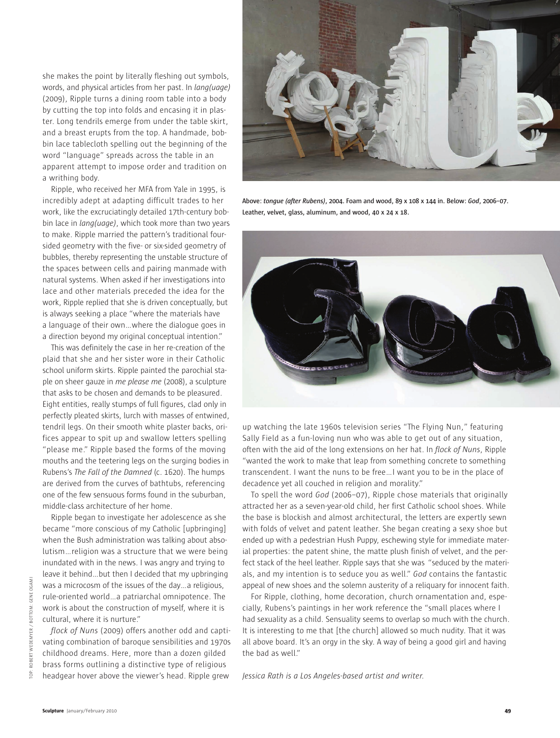she makes the point by literally fleshing out symbols, words, and physical articles from her past. In *lang(uage)* (2009), Ripple turns a dining room table into a body by cutting the top into folds and encasing it in plaster. Long tendrils emerge from under the table skirt, and a breast erupts from the top. A handmade, bobbin lace tablecloth spelling out the beginning of the word "language" spreads across the table in an apparent attempt to impose order and tradition on a writhing body.

Ripple, who received her MFA from Yale in 1995, is incredibly adept at adapting difficult trades to her work, like the excruciatingly detailed 17th-century bobbin lace in *lang(uage)*, which took more than two years to make. Ripple married the pattern's traditional four-sided geometry with the five- or six-sided geometry of bubbles, thereby representing the unstable structure of the spaces between cells and pairing manmade with natural systems. When asked if her investigations into lace and other materials preceded the idea for the work, Ripple replied that she is driven conceptually, but is always seeking a place "where the materials have a language of their own...where the dialogue goes in a direction beyond my original conceptual intention."

This was definitely the case in her re-creation of the plaid that she and her sister wore in their Catholic school uniform skirts. Ripple painted the parochial staple on sheer gauze in *me please me* (2008), a sculpture that asks to be chosen and demands to be pleasured. Eight entities, really stumps of full figures, clad only in perfectly pleated skirts, lurch with masses of entwined, tendril legs. On their smooth white plaster backs, orifices appear to spit up and swallow letters spelling "please me." Ripple based the forms of the moving mouths and the teetering legs on the surging bodies in Rubens's *The Fall of the Damned* (c. 1620). The humps are derived from the curves of bathtubs, referencing one of the few sensuous forms found in the suburban, middle-class architecture of her home.

Ripple began to investigate her adolescence as she became "more conscious of my Catholic [upbringing] when the Bush administration was talking about absolutism...religion was a structure that we were being inundated with in the news. I was angry and trying to leave it behind...but then I decided that my upbringing was a microcosm of the issues of the day...a religious, rule-oriented world...a patriarchal omnipotence. The work is about the construction of myself, where it is cultural, where it is nurture."

*flock of Nuns* (2009) offers another odd and captivating combination of baroque sensibilities and 1970s childhood dreams. Here, more than a dozen gilded brass forms outlining a distinctive type of religious headgear hover above the viewer's head. Ripple grew up watching the late 1960s television series "The Flying Nun," featuring Sally Field as a fun-loving nun who was able to get out of any situation, often with the aid of the long extensions on her hat. In *flock of Nuns*, Ripple "wanted the work to make that leap from something concrete to something transcendent. I want the nuns to be free...I want you to be in the place of decadence yet all couched in religion and morality."

Above: *tongue (after Rubens)*, 2004. Foam and wood, 89 x 108 x 144 in. Below: *God*, 2006–07. Leather, velvet, glass, aluminum, and wood, 40 x 24 x 18.

TOP: ROBERT WEDEMEYER / BOTTOM: GENE OGAMI

To spell the word *God* (2006–07), Ripple chose materials that originally attracted her as a seven-year-old child, her first Catholic school shoes. While the base is blockish and almost architectural, the letters are expertly sewn with folds of velvet and patent leather. She began creating a sexy shoe but ended up with a pedestrian Hush Puppy, eschewing style for immediate material properties: the patent shine, the matte plush finish of velvet, and the perfect stack of the heel leather. Ripple says that she was "seduced by the materials, and my intention is to seduce you as well." *God* contains the fantastic appeal of new shoes and the solemn austerity of a reliquary for innocent faith.

For Ripple, clothing, home decoration, church ornamentation and, especially, Rubens's paintings in her work reference the "small places where I had sexuality as a child. Sensuality seems to overlap so much with the church. It is interesting to me that [the church] allowed so much nudity. That it was all above board. It's an orgy in the sky. A way of being a good girl and having the bad as well."

*Jessica Rath is a Los Angeles-based artist and writer.*